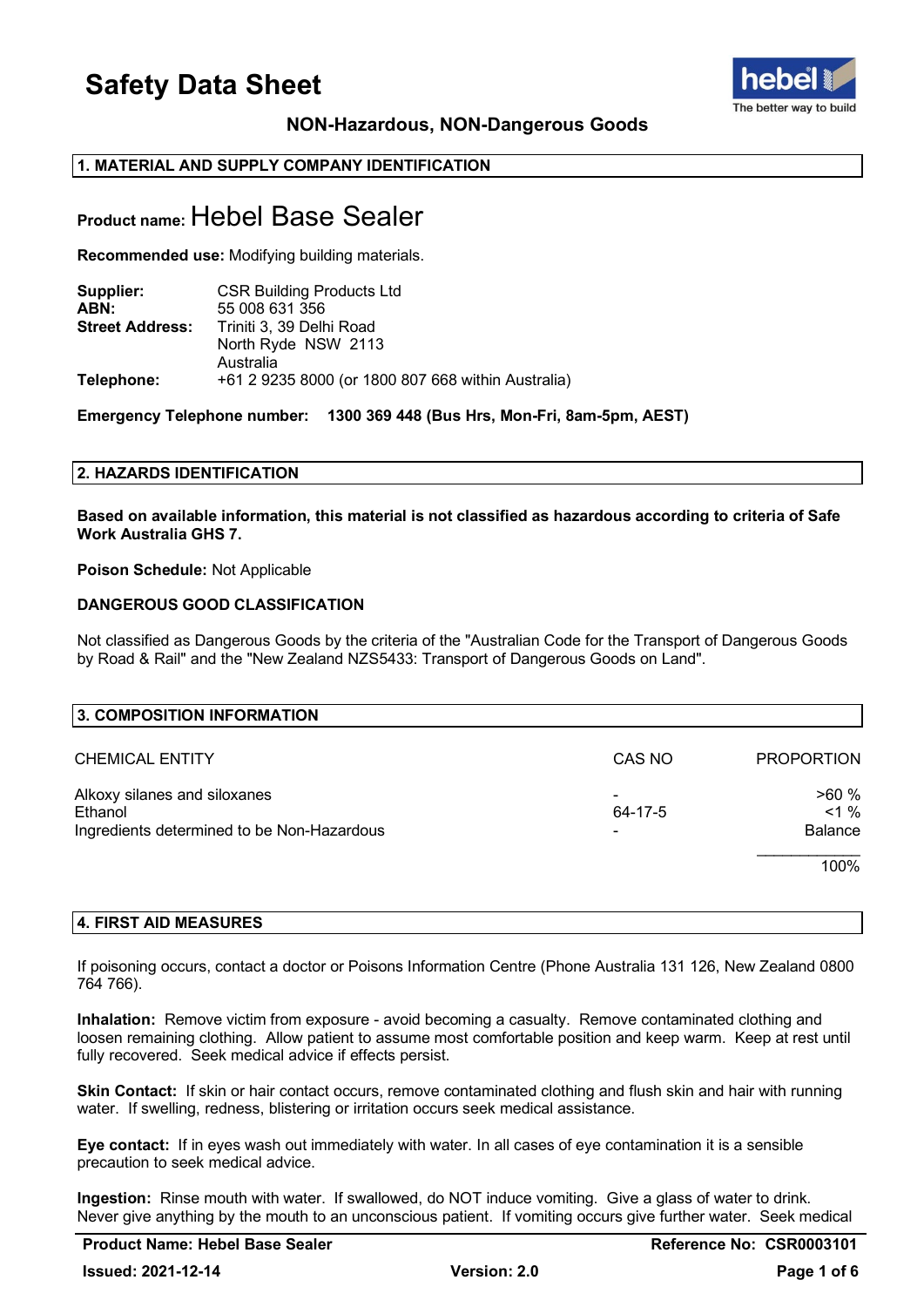# Safety Data Sheet

**NON-Hazardous, NON-Dangerous Goods**

## 1. MATERIAL AND SUPPLY COMPANY IDENTIFICATION

**Product name:** Hebel Base Sealer

**Recommended use:** Modifying building materials.

| | |
|---|---|
| **Supplier:** | CSR Building Products Ltd |
| **ABN:** | 55 008 631 356 |
| **Street Address:** | Triniti 3, 39 Delhi Road<br>North Ryde NSW 2113<br>Australia |
| **Telephone:** | +61 2 9235 8000 (or 1800 807 668 within Australia) |

**Emergency Telephone number: 1300 369 448 (Bus Hrs, Mon-Fri, 8am-5pm, AEST)**

## 2. HAZARDS IDENTIFICATION

**Based on available information, this material is not classified as hazardous according to criteria of Safe Work Australia GHS 7.**

**Poison Schedule:** Not Applicable

**DANGEROUS GOOD CLASSIFICATION**

Not classified as Dangerous Goods by the criteria of the "Australian Code for the Transport of Dangerous Goods by Road & Rail" and the "New Zealand NZS5433: Transport of Dangerous Goods on Land".

## 3. COMPOSITION INFORMATION

| CHEMICAL ENTITY | CAS NO | PROPORTION |
|---|---|---|
| Alkoxy silanes and siloxanes | - | >60 % |
| Ethanol | 64-17-5 | <1 % |
| Ingredients determined to be Non-Hazardous | - | Balance |
| | | 100% |

## 4. FIRST AID MEASURES

If poisoning occurs, contact a doctor or Poisons Information Centre (Phone Australia 131 126, New Zealand 0800 764 766).

**Inhalation:** Remove victim from exposure - avoid becoming a casualty. Remove contaminated clothing and loosen remaining clothing. Allow patient to assume most comfortable position and keep warm. Keep at rest until fully recovered. Seek medical advice if effects persist.

**Skin Contact:** If skin or hair contact occurs, remove contaminated clothing and flush skin and hair with running water. If swelling, redness, blistering or irritation occurs seek medical assistance.

**Eye contact:** If in eyes wash out immediately with water. In all cases of eye contamination it is a sensible precaution to seek medical advice.

**Ingestion:** Rinse mouth with water. If swallowed, do NOT induce vomiting. Give a glass of water to drink. Never give anything by the mouth to an unconscious patient. If vomiting occurs give further water. Seek medical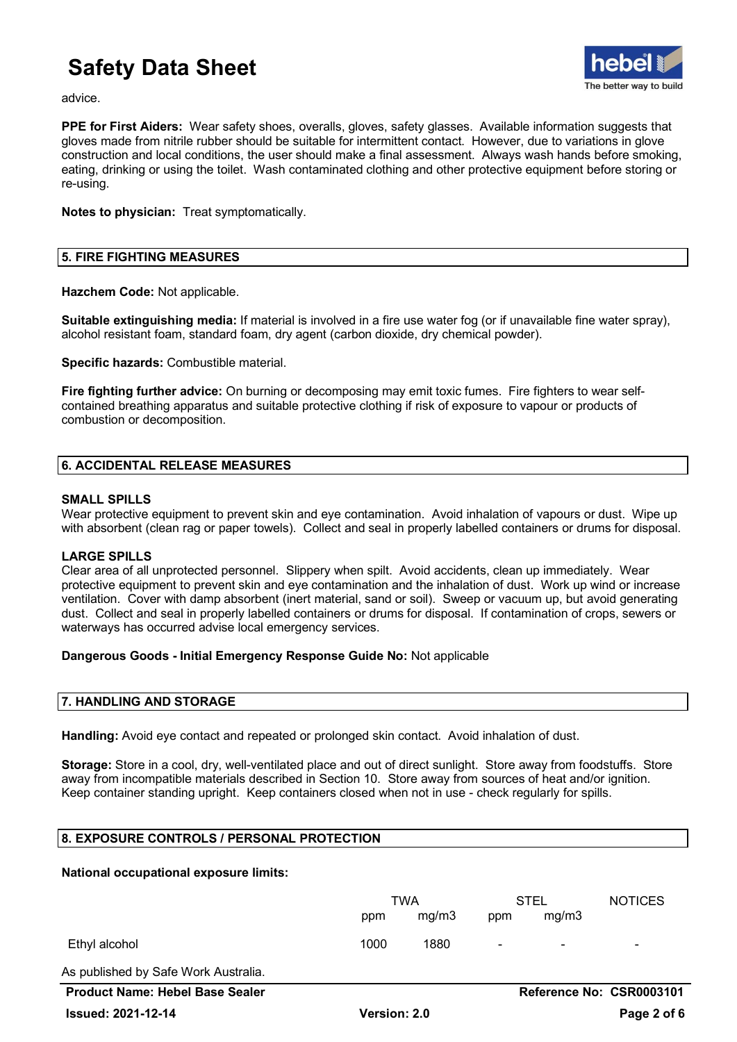advice.

**PPE for First Aiders:** Wear safety shoes, overalls, gloves, safety glasses. Available information suggests that gloves made from nitrile rubber should be suitable for intermittent contact. However, due to variations in glove construction and local conditions, the user should make a final assessment. Always wash hands before smoking, eating, drinking or using the toilet. Wash contaminated clothing and other protective equipment before storing or re-using.

**Notes to physician:** Treat symptomatically.

## 5. FIRE FIGHTING MEASURES

**Hazchem Code:** Not applicable.

**Suitable extinguishing media:** If material is involved in a fire use water fog (or if unavailable fine water spray), alcohol resistant foam, standard foam, dry agent (carbon dioxide, dry chemical powder).

**Specific hazards:** Combustible material.

**Fire fighting further advice:** On burning or decomposing may emit toxic fumes. Fire fighters to wear self-contained breathing apparatus and suitable protective clothing if risk of exposure to vapour or products of combustion or decomposition.

## 6. ACCIDENTAL RELEASE MEASURES

**SMALL SPILLS**
Wear protective equipment to prevent skin and eye contamination. Avoid inhalation of vapours or dust. Wipe up with absorbent (clean rag or paper towels). Collect and seal in properly labelled containers or drums for disposal.

**LARGE SPILLS**
Clear area of all unprotected personnel. Slippery when spilt. Avoid accidents, clean up immediately. Wear protective equipment to prevent skin and eye contamination and the inhalation of dust. Work up wind or increase ventilation. Cover with damp absorbent (inert material, sand or soil). Sweep or vacuum up, but avoid generating dust. Collect and seal in properly labelled containers or drums for disposal. If contamination of crops, sewers or waterways has occurred advise local emergency services.

**Dangerous Goods - Initial Emergency Response Guide No:** Not applicable

## 7. HANDLING AND STORAGE

**Handling:** Avoid eye contact and repeated or prolonged skin contact. Avoid inhalation of dust.

**Storage:** Store in a cool, dry, well-ventilated place and out of direct sunlight. Store away from foodstuffs. Store away from incompatible materials described in Section 10. Store away from sources of heat and/or ignition. Keep container standing upright. Keep containers closed when not in use - check regularly for spills.

## 8. EXPOSURE CONTROLS / PERSONAL PROTECTION

**National occupational exposure limits:**

| | TWA | | STEL | | NOTICES |
|---|---|---|---|---|---|
| | ppm | mg/m3 | ppm | mg/m3 | |
| Ethyl alcohol | 1000 | 1880 | - | - | - |

As published by Safe Work Australia.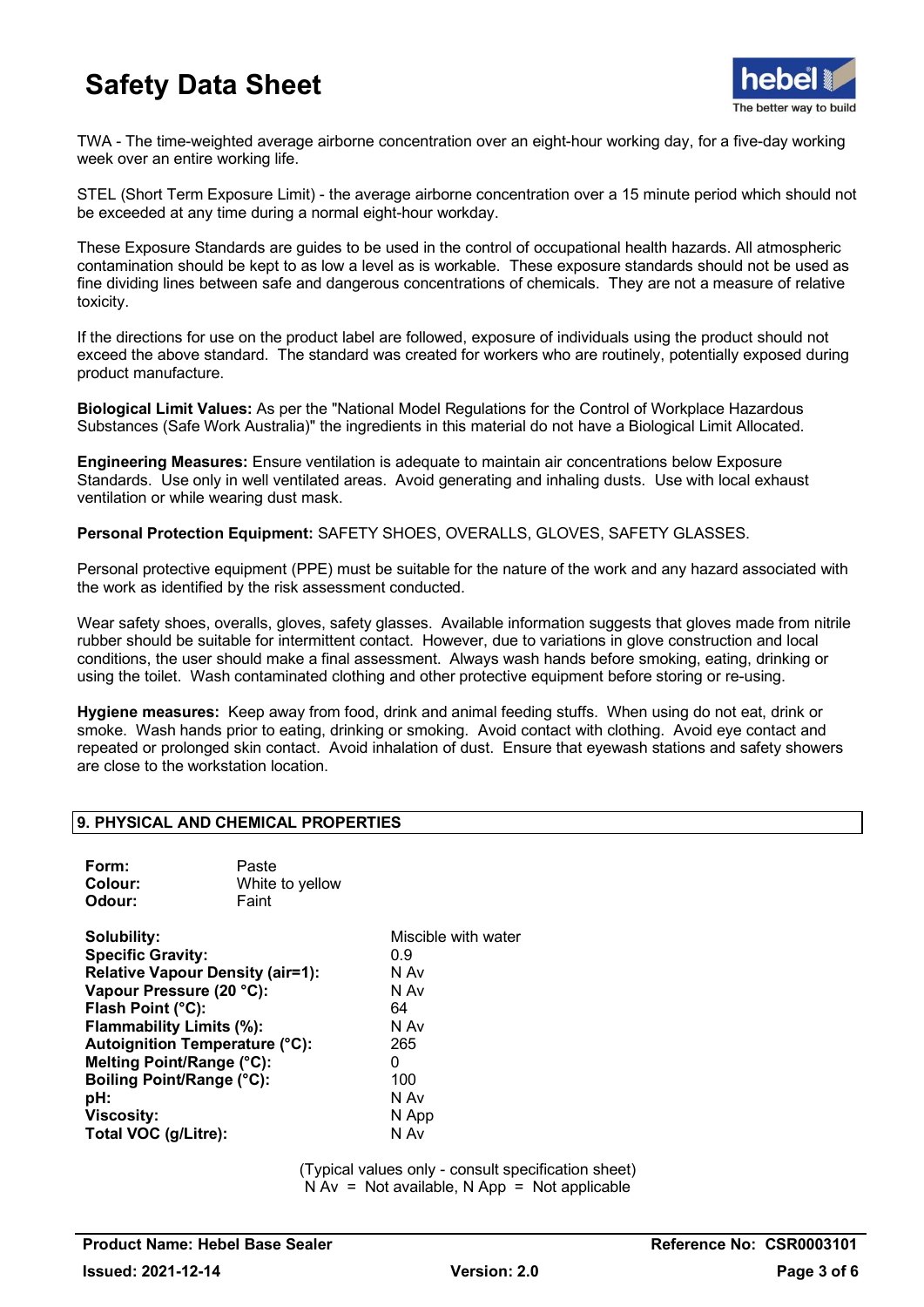TWA - The time-weighted average airborne concentration over an eight-hour working day, for a five-day working week over an entire working life.

STEL (Short Term Exposure Limit) - the average airborne concentration over a 15 minute period which should not be exceeded at any time during a normal eight-hour workday.

These Exposure Standards are guides to be used in the control of occupational health hazards. All atmospheric contamination should be kept to as low a level as is workable. These exposure standards should not be used as fine dividing lines between safe and dangerous concentrations of chemicals. They are not a measure of relative toxicity.

If the directions for use on the product label are followed, exposure of individuals using the product should not exceed the above standard. The standard was created for workers who are routinely, potentially exposed during product manufacture.

**Biological Limit Values:** As per the "National Model Regulations for the Control of Workplace Hazardous Substances (Safe Work Australia)" the ingredients in this material do not have a Biological Limit Allocated.

**Engineering Measures:** Ensure ventilation is adequate to maintain air concentrations below Exposure Standards. Use only in well ventilated areas. Avoid generating and inhaling dusts. Use with local exhaust ventilation or while wearing dust mask.

**Personal Protection Equipment:** SAFETY SHOES, OVERALLS, GLOVES, SAFETY GLASSES.

Personal protective equipment (PPE) must be suitable for the nature of the work and any hazard associated with the work as identified by the risk assessment conducted.

Wear safety shoes, overalls, gloves, safety glasses. Available information suggests that gloves made from nitrile rubber should be suitable for intermittent contact. However, due to variations in glove construction and local conditions, the user should make a final assessment. Always wash hands before smoking, eating, drinking or using the toilet. Wash contaminated clothing and other protective equipment before storing or re-using.

**Hygiene measures:** Keep away from food, drink and animal feeding stuffs. When using do not eat, drink or smoke. Wash hands prior to eating, drinking or smoking. Avoid contact with clothing. Avoid eye contact and repeated or prolonged skin contact. Avoid inhalation of dust. Ensure that eyewash stations and safety showers are close to the workstation location.

## 9. PHYSICAL AND CHEMICAL PROPERTIES

**Form:** Paste
**Colour:** White to yellow
**Odour:** Faint

| | |
|---|---|
| **Solubility:** | Miscible with water |
| **Specific Gravity:** | 0.9 |
| **Relative Vapour Density (air=1):** | N Av |
| **Vapour Pressure (20 °C):** | N Av |
| **Flash Point (°C):** | 64 |
| **Flammability Limits (%):** | N Av |
| **Autoignition Temperature (°C):** | 265 |
| **Melting Point/Range (°C):** | 0 |
| **Boiling Point/Range (°C):** | 100 |
| **pH:** | N Av |
| **Viscosity:** | N App |
| **Total VOC (g/Litre):** | N Av |

(Typical values only - consult specification sheet)
N Av = Not available, N App = Not applicable

**Product Name: Hebel Base Sealer** | **Reference No: CSR0003101**
**Issued: 2021-12-14** | **Version: 2.0**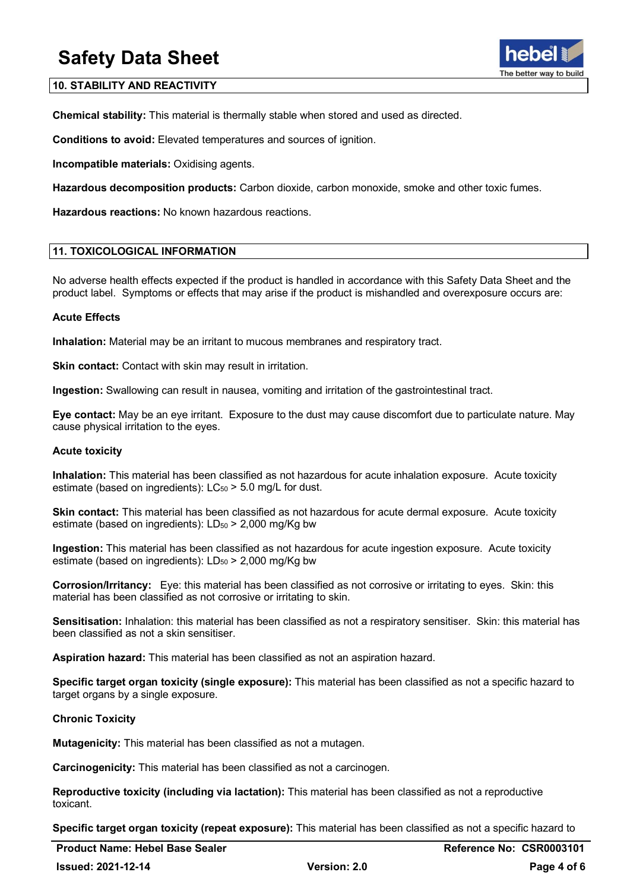## 10. STABILITY AND REACTIVITY

**Chemical stability:** This material is thermally stable when stored and used as directed.

**Conditions to avoid:** Elevated temperatures and sources of ignition.

**Incompatible materials:** Oxidising agents.

**Hazardous decomposition products:** Carbon dioxide, carbon monoxide, smoke and other toxic fumes.

**Hazardous reactions:** No known hazardous reactions.

## 11. TOXICOLOGICAL INFORMATION

No adverse health effects expected if the product is handled in accordance with this Safety Data Sheet and the product label. Symptoms or effects that may arise if the product is mishandled and overexposure occurs are:

**Acute Effects**

**Inhalation:** Material may be an irritant to mucous membranes and respiratory tract.

**Skin contact:** Contact with skin may result in irritation.

**Ingestion:** Swallowing can result in nausea, vomiting and irritation of the gastrointestinal tract.

**Eye contact:** May be an eye irritant. Exposure to the dust may cause discomfort due to particulate nature. May cause physical irritation to the eyes.

**Acute toxicity**

**Inhalation:** This material has been classified as not hazardous for acute inhalation exposure. Acute toxicity estimate (based on ingredients): $LC_{50}$ > 5.0 mg/L for dust.

**Skin contact:** This material has been classified as not hazardous for acute dermal exposure. Acute toxicity estimate (based on ingredients): $LD_{50}$ > 2,000 mg/Kg bw

**Ingestion:** This material has been classified as not hazardous for acute ingestion exposure. Acute toxicity estimate (based on ingredients): $LD_{50}$ > 2,000 mg/Kg bw

**Corrosion/Irritancy:** Eye: this material has been classified as not corrosive or irritating to eyes. Skin: this material has been classified as not corrosive or irritating to skin.

**Sensitisation:** Inhalation: this material has been classified as not a respiratory sensitiser. Skin: this material has been classified as not a skin sensitiser.

**Aspiration hazard:** This material has been classified as not an aspiration hazard.

**Specific target organ toxicity (single exposure):** This material has been classified as not a specific hazard to target organs by a single exposure.

**Chronic Toxicity**

**Mutagenicity:** This material has been classified as not a mutagen.

**Carcinogenicity:** This material has been classified as not a carcinogen.

**Reproductive toxicity (including via lactation):** This material has been classified as not a reproductive toxicant.

**Specific target organ toxicity (repeat exposure):** This material has been classified as not a specific hazard to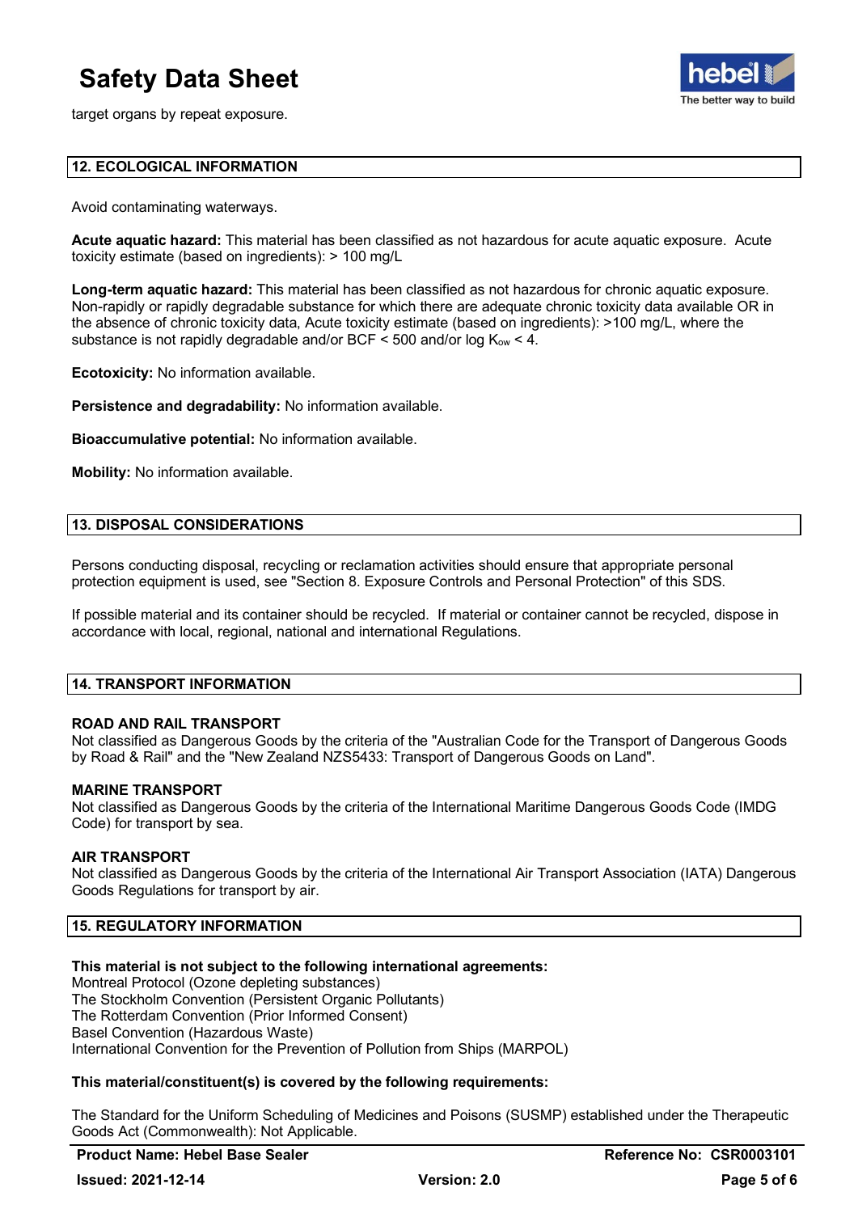target organs by repeat exposure.

## 12. ECOLOGICAL INFORMATION

Avoid contaminating waterways.

**Acute aquatic hazard:** This material has been classified as not hazardous for acute aquatic exposure. Acute toxicity estimate (based on ingredients): > 100 mg/L

**Long-term aquatic hazard:** This material has been classified as not hazardous for chronic aquatic exposure. Non-rapidly or rapidly degradable substance for which there are adequate chronic toxicity data available OR in the absence of chronic toxicity data, Acute toxicity estimate (based on ingredients): >100 mg/L, where the substance is not rapidly degradable and/or BCF < 500 and/or log $K_{ow}$ < 4.

**Ecotoxicity:** No information available.

**Persistence and degradability:** No information available.

**Bioaccumulative potential:** No information available.

**Mobility:** No information available.

## 13. DISPOSAL CONSIDERATIONS

Persons conducting disposal, recycling or reclamation activities should ensure that appropriate personal protection equipment is used, see "Section 8. Exposure Controls and Personal Protection" of this SDS.

If possible material and its container should be recycled. If material or container cannot be recycled, dispose in accordance with local, regional, national and international Regulations.

## 14. TRANSPORT INFORMATION

**ROAD AND RAIL TRANSPORT**
Not classified as Dangerous Goods by the criteria of the "Australian Code for the Transport of Dangerous Goods by Road & Rail" and the "New Zealand NZS5433: Transport of Dangerous Goods on Land".

**MARINE TRANSPORT**
Not classified as Dangerous Goods by the criteria of the International Maritime Dangerous Goods Code (IMDG Code) for transport by sea.

**AIR TRANSPORT**
Not classified as Dangerous Goods by the criteria of the International Air Transport Association (IATA) Dangerous Goods Regulations for transport by air.

## 15. REGULATORY INFORMATION

**This material is not subject to the following international agreements:**
Montreal Protocol (Ozone depleting substances)
The Stockholm Convention (Persistent Organic Pollutants)
The Rotterdam Convention (Prior Informed Consent)
Basel Convention (Hazardous Waste)
International Convention for the Prevention of Pollution from Ships (MARPOL)

**This material/constituent(s) is covered by the following requirements:**

The Standard for the Uniform Scheduling of Medicines and Poisons (SUSMP) established under the Therapeutic Goods Act (Commonwealth): Not Applicable.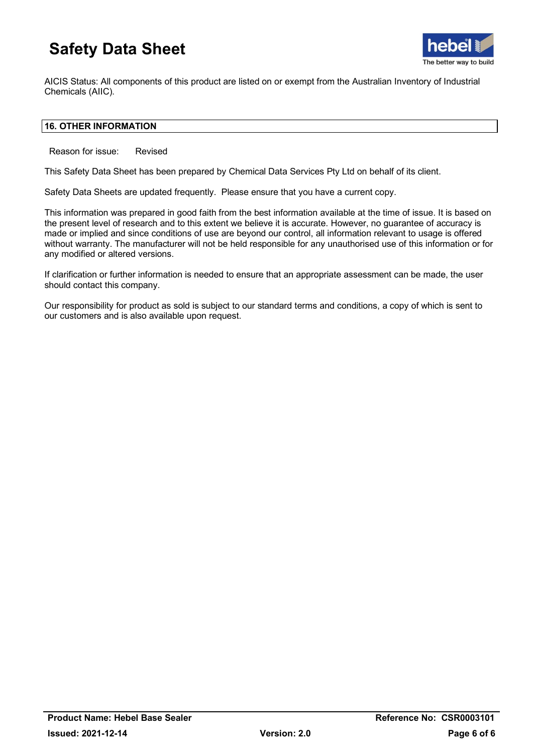AICIS Status: All components of this product are listed on or exempt from the Australian Inventory of Industrial Chemicals (AIIC).

## 16. OTHER INFORMATION

Reason for issue: Revised

This Safety Data Sheet has been prepared by Chemical Data Services Pty Ltd on behalf of its client.

Safety Data Sheets are updated frequently. Please ensure that you have a current copy.

This information was prepared in good faith from the best information available at the time of issue. It is based on the present level of research and to this extent we believe it is accurate. However, no guarantee of accuracy is made or implied and since conditions of use are beyond our control, all information relevant to usage is offered without warranty. The manufacturer will not be held responsible for any unauthorised use of this information or for any modified or altered versions.

If clarification or further information is needed to ensure that an appropriate assessment can be made, the user should contact this company.

Our responsibility for product as sold is subject to our standard terms and conditions, a copy of which is sent to our customers and is also available upon request.